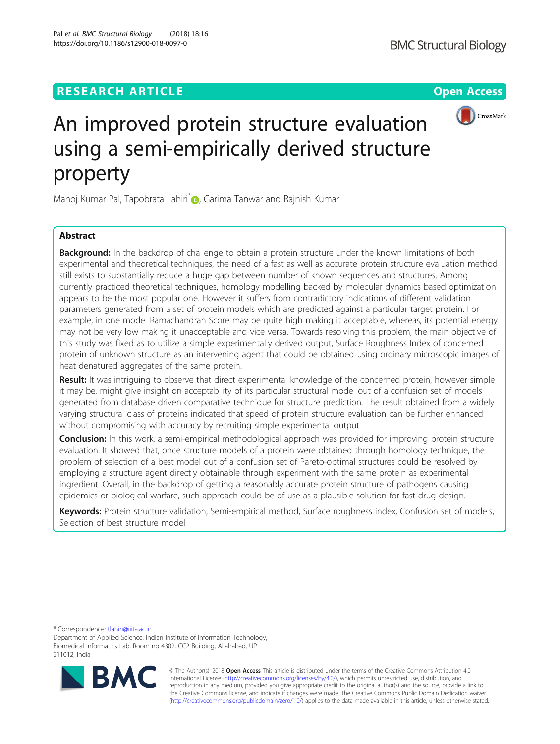RESEARCH ARTICLE

Open Access

# An improved protein structure evaluation using a semi-empirically derived structure property

Manoj Kumar Pal, Tapobrata Lahiri*, Garima Tanwar and Rajnish Kumar

## Abstract

**Background:** In the backdrop of challenge to obtain a protein structure under the known limitations of both experimental and theoretical techniques, the need of a fast as well as accurate protein structure evaluation method still exists to substantially reduce a huge gap between number of known sequences and structures. Among currently practiced theoretical techniques, homology modelling backed by molecular dynamics based optimization appears to be the most popular one. However it suffers from contradictory indications of different validation parameters generated from a set of protein models which are predicted against a particular target protein. For example, in one model Ramachandran Score may be quite high making it acceptable, whereas, its potential energy may not be very low making it unacceptable and vice versa. Towards resolving this problem, the main objective of this study was fixed as to utilize a simple experimentally derived output, Surface Roughness Index of concerned protein of unknown structure as an intervening agent that could be obtained using ordinary microscopic images of heat denatured aggregates of the same protein.

**Result:** It was intriguing to observe that direct experimental knowledge of the concerned protein, however simple it may be, might give insight on acceptability of its particular structural model out of a confusion set of models generated from database driven comparative technique for structure prediction. The result obtained from a widely varying structural class of proteins indicated that speed of protein structure evaluation can be further enhanced without compromising with accuracy by recruiting simple experimental output.

**Conclusion:** In this work, a semi-empirical methodological approach was provided for improving protein structure evaluation. It showed that, once structure models of a protein were obtained through homology technique, the problem of selection of a best model out of a confusion set of Pareto-optimal structures could be resolved by employing a structure agent directly obtainable through experiment with the same protein as experimental ingredient. Overall, in the backdrop of getting a reasonably accurate protein structure of pathogens causing epidemics or biological warfare, such approach could be of use as a plausible solution for fast drug design.

**Keywords:** Protein structure validation, Semi-empirical method, Surface roughness index, Confusion set of models, Selection of best structure model

* Correspondence: tlahiri@iiita.ac.in
Department of Applied Science, Indian Institute of Information Technology, Biomedical Informatics Lab, Room no 4302, CC2 Building, Allahabad, UP 211012, India

© The Author(s). 2018 **Open Access** This article is distributed under the terms of the Creative Commons Attribution 4.0 International License (http://creativecommons.org/licenses/by/4.0/), which permits unrestricted use, distribution, and reproduction in any medium, provided you give appropriate credit to the original author(s) and the source, provide a link to the Creative Commons license, and indicate if changes were made. The Creative Commons Public Domain Dedication waiver (http://creativecommons.org/publicdomain/zero/1.0/) applies to the data made available in this article, unless otherwise stated.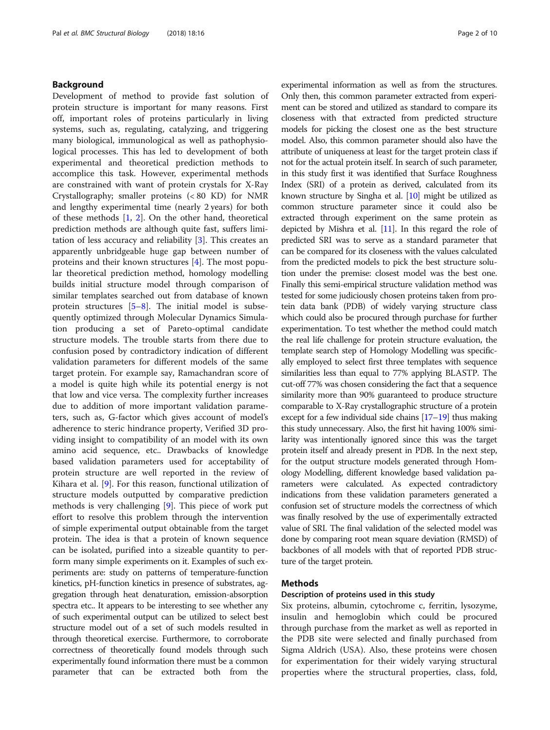## Background

Development of method to provide fast solution of protein structure is important for many reasons. First off, important roles of proteins particularly in living systems, such as, regulating, catalyzing, and triggering many biological, immunological as well as pathophysiological processes. This has led to development of both experimental and theoretical prediction methods to accomplish this task. However, experimental methods are constrained with want of protein crystals for X-Ray Crystallography; smaller proteins (< 80 KD) for NMR and lengthy experimental time (nearly 2 years) for both of these methods [1, 2]. On the other hand, theoretical prediction methods are although quite fast, suffers limitation of less accuracy and reliability [3]. This creates an apparently unbridgeable huge gap between number of proteins and their known structures [4]. The most popular theoretical prediction method, homology modelling builds initial structure model through comparison of similar templates searched out from database of known protein structures [5–8]. The initial model is subsequently optimized through Molecular Dynamics Simulation producing a set of Pareto-optimal candidate structure models. The trouble starts from there due to confusion posed by contradictory indication of different validation parameters for different models of the same target protein. For example say, Ramachandran score of a model is quite high while its potential energy is not that low and vice versa. The complexity further increases due to addition of more important validation parameters, such as, G-factor which gives account of model's adherence to steric hindrance property, Verified 3D providing insight to compatibility of an model with its own amino acid sequence, etc.. Drawbacks of knowledge based validation parameters used for acceptability of protein structure are well reported in the review of Kihara et al. [9]. For this reason, functional utilization of structure models outputted by comparative prediction methods is very challenging [9]. This piece of work put effort to resolve this problem through the intervention of simple experimental output obtainable from the target protein. The idea is that a protein of known sequence can be isolated, purified into a sizeable quantity to perform many simple experiments on it. Examples of such experiments are: study on patterns of temperature-function kinetics, pH-function kinetics in presence of substrates, aggregation through heat denaturation, emission-absorption spectra etc.. It appears to be interesting to see whether any of such experimental output can be utilized to select best structure model out of a set of such models resulted in through theoretical exercise. Furthermore, to corroborate correctness of theoretically found models through such experimentally found information there must be a common parameter that can be extracted both from the experimental information as well as from the structures. Only then, this common parameter extracted from experiment can be stored and utilized as standard to compare its closeness with that extracted from predicted structure models for picking the closest one as the best structure model. Also, this common parameter should also have the attribute of uniqueness at least for the target protein class if not for the actual protein itself. In search of such parameter, in this study first it was identified that Surface Roughness Index (SRI) of a protein as derived, calculated from its known structure by Singha et al. [10] might be utilized as common structure parameter since it could also be extracted through experiment on the same protein as depicted by Mishra et al. [11]. In this regard the role of predicted SRI was to serve as a standard parameter that can be compared for its closeness with the values calculated from the predicted models to pick the best structure solution under the premise: closest model was the best one. Finally this semi-empirical structure validation method was tested for some judiciously chosen proteins taken from protein data bank (PDB) of widely varying structure class which could also be procured through purchase for further experimentation. To test whether the method could match the real life challenge for protein structure evaluation, the template search step of Homology Modelling was specifically employed to select first three templates with sequence similarities less than equal to 77% applying BLASTP. The cut-off 77% was chosen considering the fact that a sequence similarity more than 90% guaranteed to produce structure comparable to X-Ray crystallographic structure of a protein except for a few individual side chains [17–19] thus making this study unnecessary. Also, the first hit having 100% similarity was intentionally ignored since this was the target protein itself and already present in PDB. In the next step, for the output structure models generated through Homology Modelling, different knowledge based validation parameters were calculated. As expected contradictory indications from these validation parameters generated a confusion set of structure models the correctness of which was finally resolved by the use of experimentally extracted value of SRI. The final validation of the selected model was done by comparing root mean square deviation (RMSD) of backbones of all models with that of reported PDB structure of the target protein.

## Methods

### Description of proteins used in this study

Six proteins, albumin, cytochrome c, ferritin, lysozyme, insulin and hemoglobin which could be procured through purchase from the market as well as reported in the PDB site were selected and finally purchased from Sigma Aldrich (USA). Also, these proteins were chosen for experimentation for their widely varying structural properties where the structural properties, class, fold,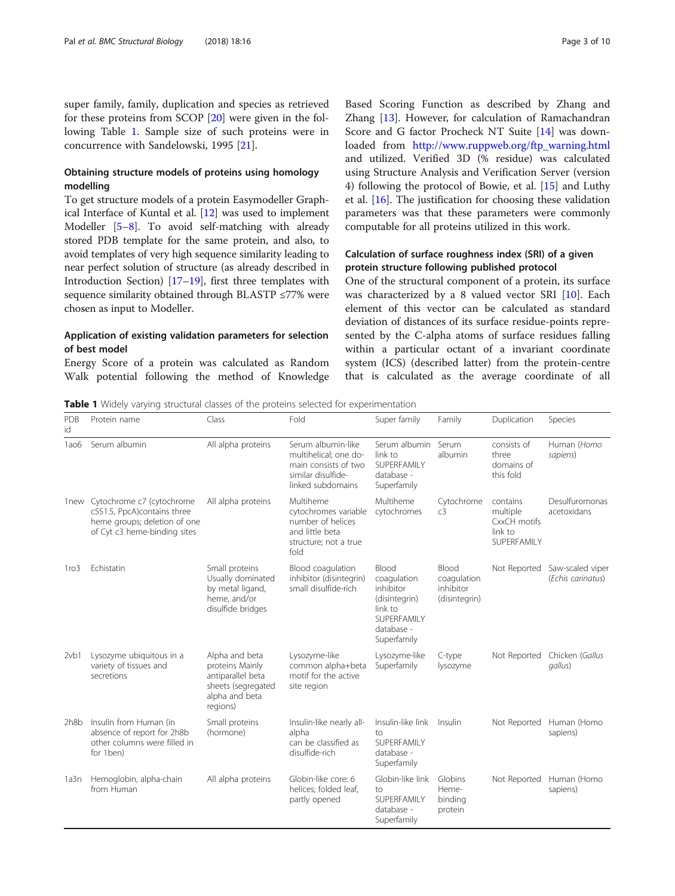super family, family, duplication and species as retrieved for these proteins from SCOP [20] were given in the following Table 1. Sample size of such proteins were in concurrence with Sandelowski, 1995 [21].

### Obtaining structure models of proteins using homology modelling

To get structure models of a protein Easymodeller Graphical Interface of Kuntal et al. [12] was used to implement Modeller [5–8]. To avoid self-matching with already stored PDB template for the same protein, and also, to avoid templates of very high sequence similarity leading to near perfect solution of structure (as already described in Introduction Section) [17–19], first three templates with sequence similarity obtained through BLASTP ≤77% were chosen as input to Modeller.

### Application of existing validation parameters for selection of best model

Energy Score of a protein was calculated as Random Walk potential following the method of Knowledge Based Scoring Function as described by Zhang and Zhang [13]. However, for calculation of Ramachandran Score and G factor Procheck NT Suite [14] was downloaded from http://www.ruppweb.org/ftp_warning.html and utilized. Verified 3D (% residue) was calculated using Structure Analysis and Verification Server (version 4) following the protocol of Bowie, et al. [15] and Luthy et al. [16]. The justification for choosing these validation parameters was that these parameters were commonly computable for all proteins utilized in this work.

### Calculation of surface roughness index (SRI) of a given protein structure following published protocol

One of the structural component of a protein, its surface was characterized by a 8 valued vector SRI [10]. Each element of this vector can be calculated as standard deviation of distances of its surface residue-points represented by the C-alpha atoms of surface residues falling within a particular octant of a invariant coordinate system (ICS) (described latter) from the protein-centre that is calculated as the average coordinate of all

**Table 1** Widely varying structural classes of the proteins selected for experimentation

| PDB id | Protein name | Class | Fold | Super family | Family | Duplication | Species |
|---|---|---|---|---|---|---|---|
| 1ao6 | Serum albumin | All alpha proteins | Serum albumin-like multihelical; one domain consists of two similar disulfide-linked subdomains | Serum albumin link to SUPERFAMILY database - Superfamily | Serum albumin | consists of three domains of this fold | Human (*Homo sapiens*) |
| 1new | Cytochrome c7 (cytochrome c551.5, PpcA)contains three heme groups; deletion of one of Cyt c3 heme-binding sites | All alpha proteins | Multiheme cytochromes variable number of helices and little beta structure; not a true fold | Multiheme cytochromes | Cytochrome c3 | contains multiple CxxCH motifs link to SUPERFAMILY | Desulfuromonas acetoxidans |
| 1ro3 | Echistatin | Small proteins Usually dominated by metal ligand, heme, and/or disulfide bridges | Blood coagulation inhibitor (disintegrin) small disulfide-rich | Blood coagulation inhibitor (disintegrin) link to SUPERFAMILY database - Superfamily | Blood coagulation inhibitor (disintegrin) | Not Reported | Saw-scaled viper (*Echis carinatus*) |
| 2vb1 | Lysozyme ubiquitous in a variety of tissues and secretions | Alpha and beta proteins Mainly antiparallel beta sheets (segregated alpha and beta regions) | Lysozyme-like common alpha+beta motif for the active site region | Lysozyme-like Superfamily | C-type lysozyme | Not Reported | Chicken (*Gallus gallus*) |
| 2h8b | Insulin from Human (in absence of report for 2h8b other columns were filled in for 1ben) | Small proteins (hormone) | Insulin-like nearly all-alpha can be classified as disulfide-rich | Insulin-like link to SUPERFAMILY database - Superfamily | Insulin | Not Reported | Human (Homo sapiens) |
| 1a3n | Hemoglobin, alpha-chain from Human | All alpha proteins | Globin-like core: 6 helices; folded leaf, partly opened | Globin-like link to SUPERFAMILY database - Superfamily | Globins Heme-binding protein | Not Reported | Human (Homo sapiens) |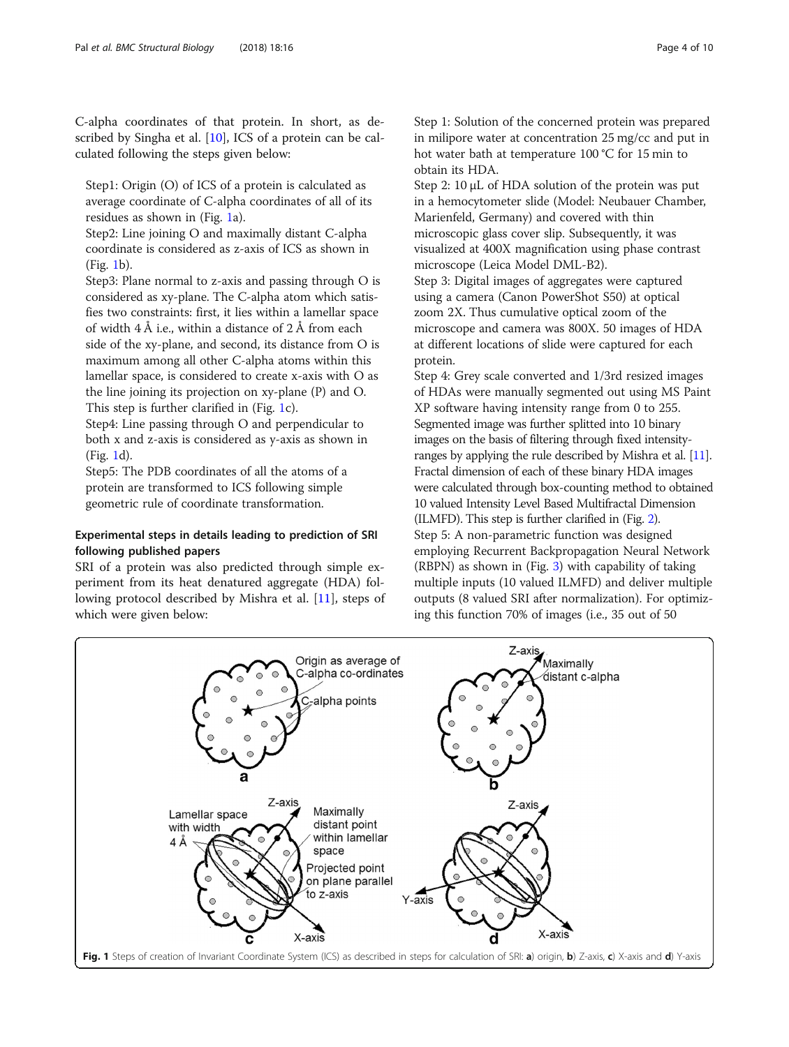C-alpha coordinates of that protein. In short, as described by Singha et al. [10], ICS of a protein can be calculated following the steps given below:

Step1: Origin (O) of ICS of a protein is calculated as average coordinate of C-alpha coordinates of all of its residues as shown in (Fig. 1a).

Step2: Line joining O and maximally distant C-alpha coordinate is considered as z-axis of ICS as shown in (Fig. 1b).

Step3: Plane normal to z-axis and passing through O is considered as xy-plane. The C-alpha atom which satisfies two constraints: first, it lies within a lamellar space of width 4 Å i.e., within a distance of 2 Å from each side of the xy-plane, and second, its distance from O is maximum among all other C-alpha atoms within this lamellar space, is considered to create x-axis with O as the line joining its projection on xy-plane (P) and O. This step is further clarified in (Fig. 1c).

Step4: Line passing through O and perpendicular to both x and z-axis is considered as y-axis as shown in (Fig. 1d).

Step5: The PDB coordinates of all the atoms of a protein are transformed to ICS following simple geometric rule of coordinate transformation.

### Experimental steps in details leading to prediction of SRI following published papers

SRI of a protein was also predicted through simple experiment from its heat denatured aggregate (HDA) following protocol described by Mishra et al. [11], steps of which were given below:

Step 1: Solution of the concerned protein was prepared in milipore water at concentration 25 mg/cc and put in hot water bath at temperature 100 °C for 15 min to obtain its HDA.

Step 2: 10 μL of HDA solution of the protein was put in a hemocytometer slide (Model: Neubauer Chamber, Marienfeld, Germany) and covered with thin microscopic glass cover slip. Subsequently, it was visualized at 400X magnification using phase contrast microscope (Leica Model DML-B2).

Step 3: Digital images of aggregates were captured using a camera (Canon PowerShot S50) at optical zoom 2X. Thus cumulative optical zoom of the microscope and camera was 800X. 50 images of HDA at different locations of slide were captured for each protein.

Step 4: Grey scale converted and 1/3rd resized images of HDAs were manually segmented out using MS Paint XP software having intensity range from 0 to 255. Segmented image was further splitted into 10 binary images on the basis of filtering through fixed intensity-ranges by applying the rule described by Mishra et al. [11]. Fractal dimension of each of these binary HDA images were calculated through box-counting method to obtained 10 valued Intensity Level Based Multifractal Dimension (ILMFD). This step is further clarified in (Fig. 2).

Step 5: A non-parametric function was designed employing Recurrent Backpropagation Neural Network (RBPN) as shown in (Fig. 3) with capability of taking multiple inputs (10 valued ILMFD) and deliver multiple outputs (8 valued SRI after normalization). For optimizing this function 70% of images (i.e., 35 out of 50

**Fig. 1** Steps of creation of Invariant Coordinate System (ICS) as described in steps for calculation of SRI: **a**) origin, **b**) Z-axis, **c**) X-axis and **d**) Y-axis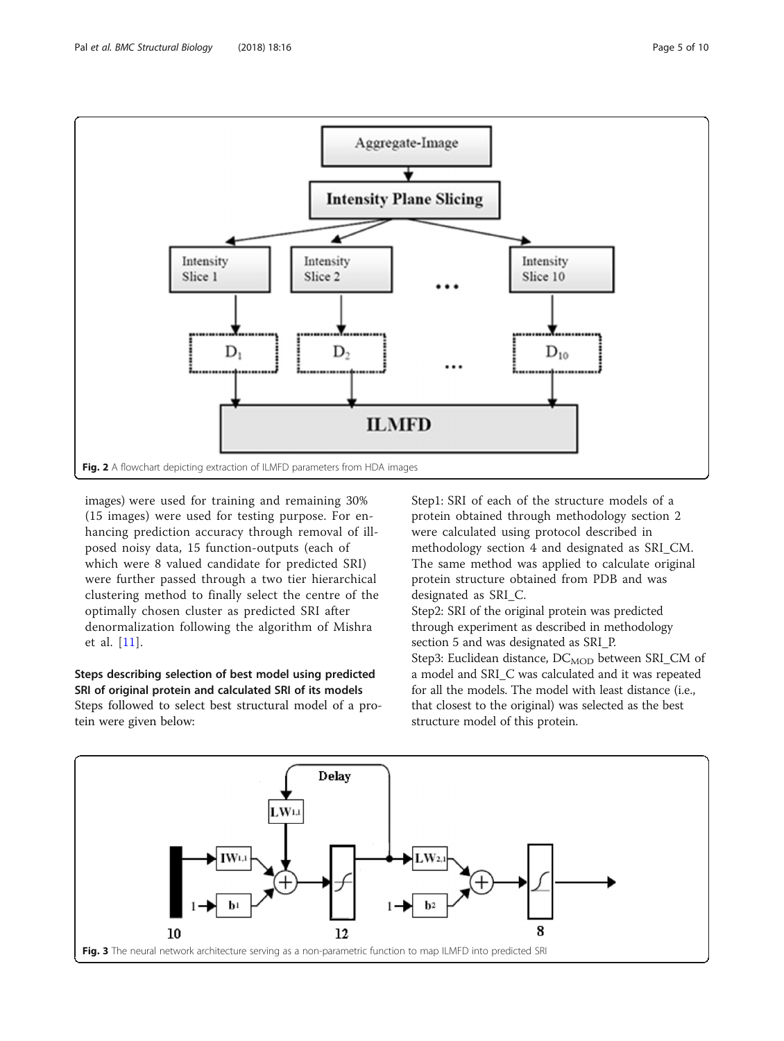Fig. 2 A flowchart depicting extraction of ILMFD parameters from HDA images

images) were used for training and remaining 30% (15 images) were used for testing purpose. For enhancing prediction accuracy through removal of ill-posed noisy data, 15 function-outputs (each of which were 8 valued candidate for predicted SRI) were further passed through a two tier hierarchical clustering method to finally select the centre of the optimally chosen cluster as predicted SRI after denormalization following the algorithm of Mishra et al. [11].

**Steps describing selection of best model using predicted SRI of original protein and calculated SRI of its models**

Steps followed to select best structural model of a protein were given below:

Step1: SRI of each of the structure models of a protein obtained through methodology section 2 were calculated using protocol described in methodology section 4 and designated as SRI_CM. The same method was applied to calculate original protein structure obtained from PDB and was designated as SRI_C.

Step2: SRI of the original protein was predicted through experiment as described in methodology section 5 and was designated as SRI_P.

Step3: Euclidean distance, $DC_{MOD}$ between SRI_CM of a model and SRI_C was calculated and it was repeated for all the models. The model with least distance (i.e., that closest to the original) was selected as the best structure model of this protein.

Fig. 3 The neural network architecture serving as a non-parametric function to map ILMFD into predicted SRI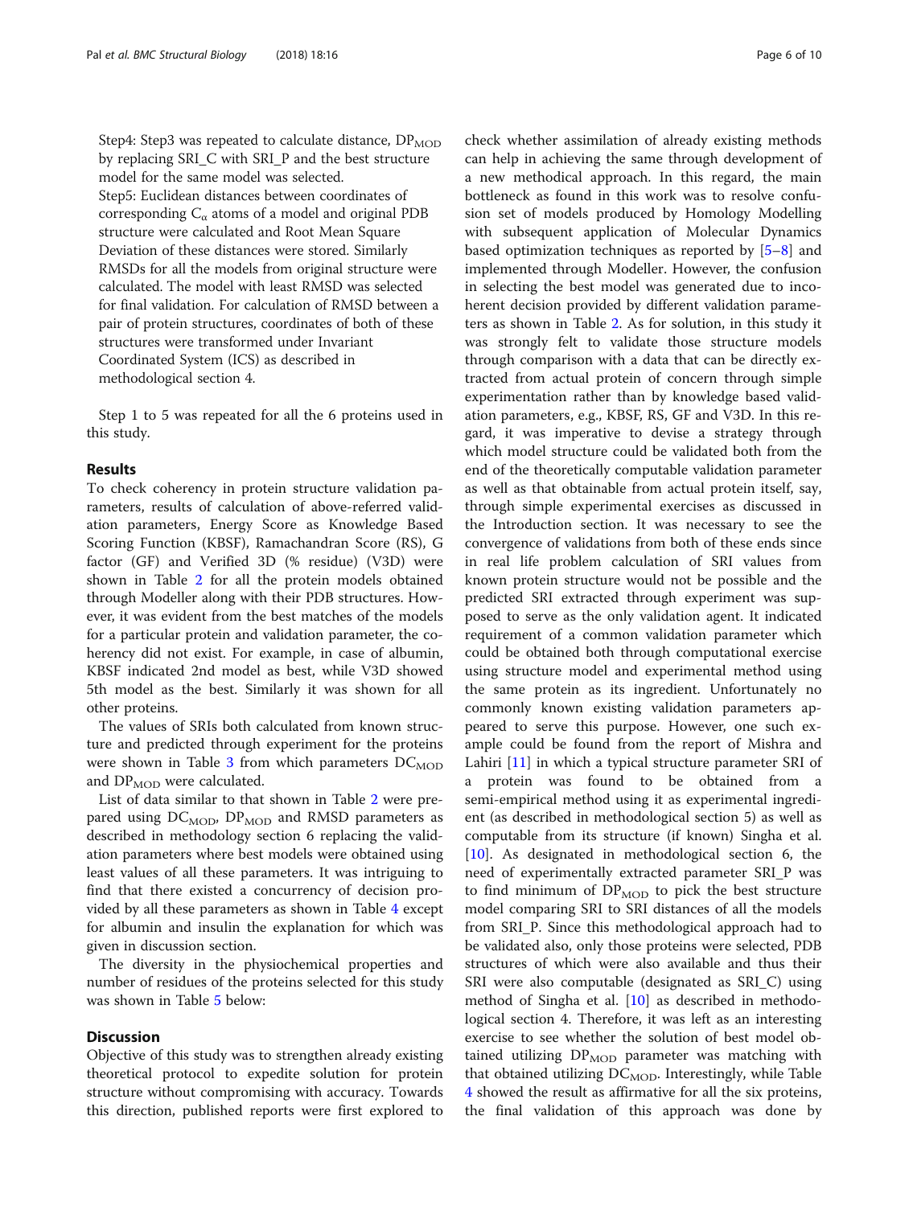Step4: Step3 was repeated to calculate distance, $DP_{MOD}$ by replacing SRI_C with SRI_P and the best structure model for the same model was selected.

Step5: Euclidean distances between coordinates of corresponding $C_\alpha$ atoms of a model and original PDB structure were calculated and Root Mean Square Deviation of these distances were stored. Similarly RMSDs for all the models from original structure were calculated. The model with least RMSD was selected for final validation. For calculation of RMSD between a pair of protein structures, coordinates of both of these structures were transformed under Invariant Coordinated System (ICS) as described in methodological section 4.

Step 1 to 5 was repeated for all the 6 proteins used in this study.

## Results

To check coherency in protein structure validation parameters, results of calculation of above-referred validation parameters, Energy Score as Knowledge Based Scoring Function (KBSF), Ramachandran Score (RS), G factor (GF) and Verified 3D (% residue) (V3D) were shown in Table 2 for all the protein models obtained through Modeller along with their PDB structures. However, it was evident from the best matches of the models for a particular protein and validation parameter, the coherency did not exist. For example, in case of albumin, KBSF indicated 2nd model as best, while V3D showed 5th model as the best. Similarly it was shown for all other proteins.

The values of SRIs both calculated from known structure and predicted through experiment for the proteins were shown in Table 3 from which parameters $DC_{MOD}$ and $DP_{MOD}$ were calculated.

List of data similar to that shown in Table 2 were prepared using $DC_{MOD}$, $DP_{MOD}$ and RMSD parameters as described in methodology section 6 replacing the validation parameters where best models were obtained using least values of all these parameters. It was intriguing to find that there existed a concurrency of decision provided by all these parameters as shown in Table 4 except for albumin and insulin the explanation for which was given in discussion section.

The diversity in the physiochemical properties and number of residues of the proteins selected for this study was shown in Table 5 below:

## Discussion

Objective of this study was to strengthen already existing theoretical protocol to expedite solution for protein structure without compromising with accuracy. Towards this direction, published reports were first explored to check whether assimilation of already existing methods can help in achieving the same through development of a new methodical approach. In this regard, the main bottleneck as found in this work was to resolve confusion set of models produced by Homology Modelling with subsequent application of Molecular Dynamics based optimization techniques as reported by [5–8] and implemented through Modeller. However, the confusion in selecting the best model was generated due to incoherent decision provided by different validation parameters as shown in Table 2. As for solution, in this study it was strongly felt to validate those structure models through comparison with a data that can be directly extracted from actual protein of concern through simple experimentation rather than by knowledge based validation parameters, e.g., KBSF, RS, GF and V3D. In this regard, it was imperative to devise a strategy through which model structure could be validated both from the end of the theoretically computable validation parameter as well as that obtainable from actual protein itself, say, through simple experimental exercises as discussed in the Introduction section. It was necessary to see the convergence of validations from both of these ends since in real life problem calculation of SRI values from known protein structure would not be possible and the predicted SRI extracted through experiment was supposed to serve as the only validation agent. It indicated requirement of a common validation parameter which could be obtained both through computational exercise using structure model and experimental method using the same protein as its ingredient. Unfortunately no commonly known existing validation parameters appeared to serve this purpose. However, one such example could be found from the report of Mishra and Lahiri [11] in which a typical structure parameter SRI of a protein was found to be obtained from a semi-empirical method using it as experimental ingredient (as described in methodological section 5) as well as computable from its structure (if known) Singha et al. [10]. As designated in methodological section 6, the need of experimentally extracted parameter SRI_P was to find minimum of $DP_{MOD}$ to pick the best structure model comparing SRI to SRI distances of all the models from SRI_P. Since this methodological approach had to be validated also, only those proteins were selected, PDB structures of which were also available and thus their SRI were also computable (designated as SRI_C) using method of Singha et al. [10] as described in methodological section 4. Therefore, it was left as an interesting exercise to see whether the solution of best model obtained utilizing $DP_{MOD}$ parameter was matching with that obtained utilizing $DC_{MOD}$. Interestingly, while Table 4 showed the result as affirmative for all the six proteins, the final validation of this approach was done by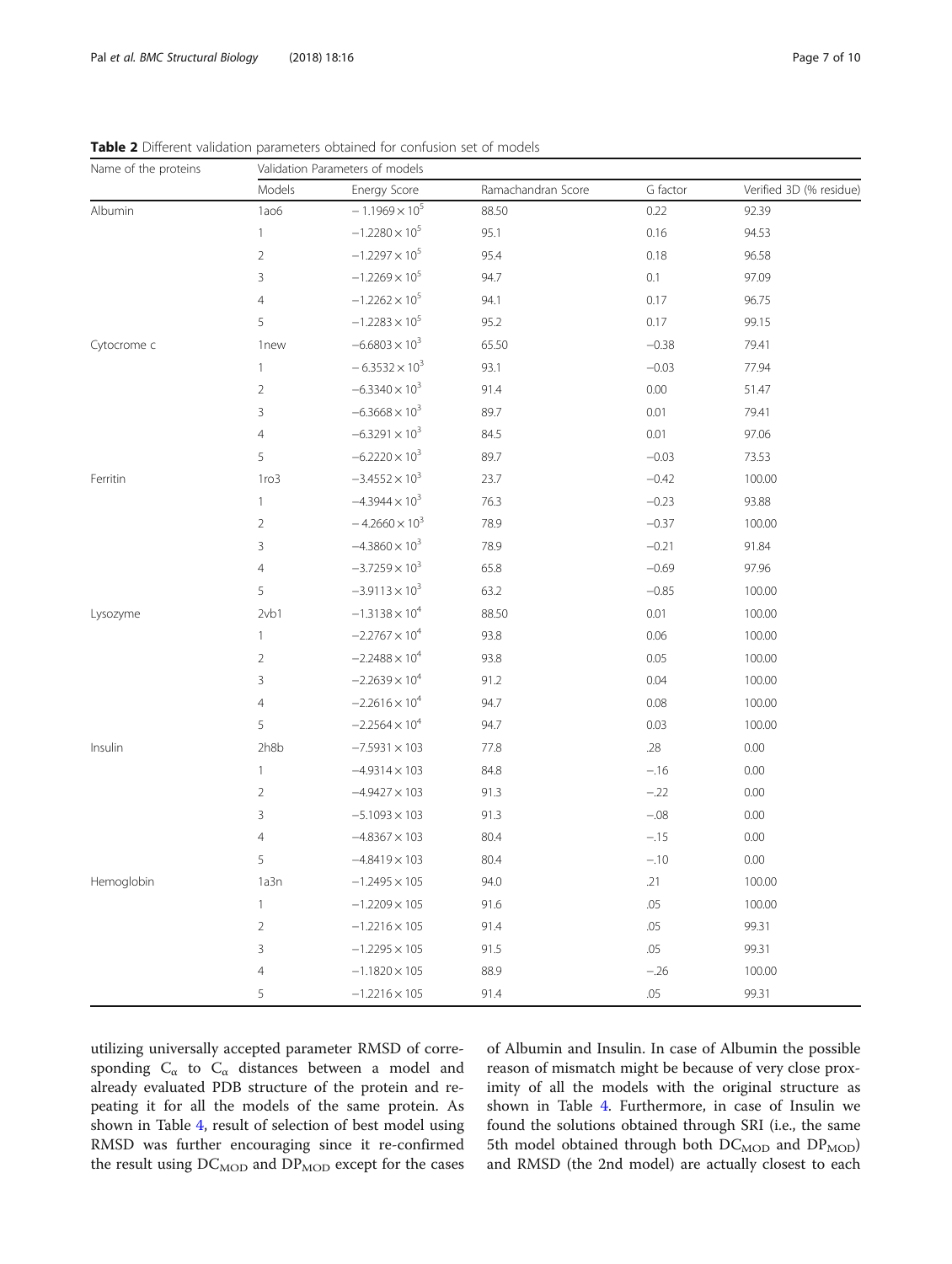**Table 2** Different validation parameters obtained for confusion set of models

| Name of the proteins | Validation Parameters of models | | | | |
|---|---|---|---|---|---|
| | Models | Energy Score | Ramachandran Score | G factor | Verified 3D (% residue) |
| Albumin | 1ao6 | $-1.1969 \times 10^5$ | 88.50 | 0.22 | 92.39 |
| | 1 | $-1.2280 \times 10^5$ | 95.1 | 0.16 | 94.53 |
| | 2 | $-1.2297 \times 10^5$ | 95.4 | 0.18 | 96.58 |
| | 3 | $-1.2269 \times 10^5$ | 94.7 | 0.1 | 97.09 |
| | 4 | $-1.2262 \times 10^5$ | 94.1 | 0.17 | 96.75 |
| | 5 | $-1.2283 \times 10^5$ | 95.2 | 0.17 | 99.15 |
| Cytocrome c | 1new | $-6.6803 \times 10^3$ | 65.50 | −0.38 | 79.41 |
| | 1 | $-6.3532 \times 10^3$ | 93.1 | −0.03 | 77.94 |
| | 2 | $-6.3340 \times 10^3$ | 91.4 | 0.00 | 51.47 |
| | 3 | $-6.3668 \times 10^3$ | 89.7 | 0.01 | 79.41 |
| | 4 | $-6.3291 \times 10^3$ | 84.5 | 0.01 | 97.06 |
| | 5 | $-6.2220 \times 10^3$ | 89.7 | −0.03 | 73.53 |
| Ferritin | 1ro3 | $-3.4552 \times 10^3$ | 23.7 | −0.42 | 100.00 |
| | 1 | $-4.3944 \times 10^3$ | 76.3 | −0.23 | 93.88 |
| | 2 | $-4.2660 \times 10^3$ | 78.9 | −0.37 | 100.00 |
| | 3 | $-4.3860 \times 10^3$ | 78.9 | −0.21 | 91.84 |
| | 4 | $-3.7259 \times 10^3$ | 65.8 | −0.69 | 97.96 |
| | 5 | $-3.9113 \times 10^3$ | 63.2 | −0.85 | 100.00 |
| Lysozyme | 2vb1 | $-1.3138 \times 10^4$ | 88.50 | 0.01 | 100.00 |
| | 1 | $-2.2767 \times 10^4$ | 93.8 | 0.06 | 100.00 |
| | 2 | $-2.2488 \times 10^4$ | 93.8 | 0.05 | 100.00 |
| | 3 | $-2.2639 \times 10^4$ | 91.2 | 0.04 | 100.00 |
| | 4 | $-2.2616 \times 10^4$ | 94.7 | 0.08 | 100.00 |
| | 5 | $-2.2564 \times 10^4$ | 94.7 | 0.03 | 100.00 |
| Insulin | 2h8b | $-7.5931 \times 103$ | 77.8 | .28 | 0.00 |
| | 1 | $-4.9314 \times 103$ | 84.8 | −.16 | 0.00 |
| | 2 | $-4.9427 \times 103$ | 91.3 | −.22 | 0.00 |
| | 3 | $-5.1093 \times 103$ | 91.3 | −.08 | 0.00 |
| | 4 | $-4.8367 \times 103$ | 80.4 | −.15 | 0.00 |
| | 5 | $-4.8419 \times 103$ | 80.4 | −.10 | 0.00 |
| Hemoglobin | 1a3n | $-1.2495 \times 105$ | 94.0 | .21 | 100.00 |
| | 1 | $-1.2209 \times 105$ | 91.6 | .05 | 100.00 |
| | 2 | $-1.2216 \times 105$ | 91.4 | .05 | 99.31 |
| | 3 | $-1.2295 \times 105$ | 91.5 | .05 | 99.31 |
| | 4 | $-1.1820 \times 105$ | 88.9 | −.26 | 100.00 |
| | 5 | $-1.2216 \times 105$ | 91.4 | .05 | 99.31 |

utilizing universally accepted parameter RMSD of corresponding $C_\alpha$ to $C_\alpha$ distances between a model and already evaluated PDB structure of the protein and repeating it for all the models of the same protein. As shown in Table 4, result of selection of best model using RMSD was further encouraging since it re-confirmed the result using $DC_{MOD}$ and $DP_{MOD}$ except for the cases of Albumin and Insulin. In case of Albumin the possible reason of mismatch might be because of very close proximity of all the models with the original structure as shown in Table 4. Furthermore, in case of Insulin we found the solutions obtained through SRI (i.e., the same 5th model obtained through both $DC_{MOD}$ and $DP_{MOD}$) and RMSD (the 2nd model) are actually closest to each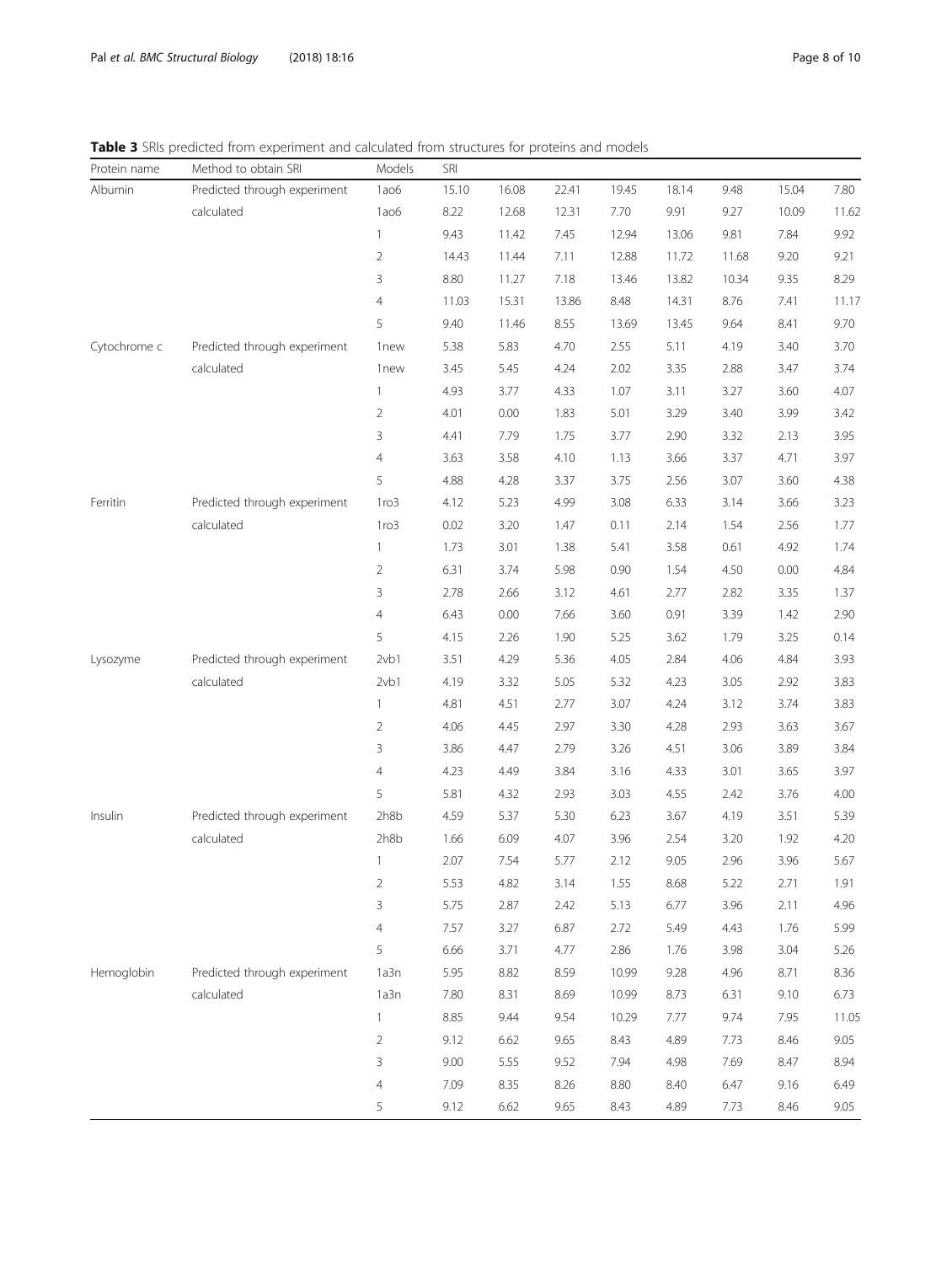**Table 3** SRIs predicted from experiment and calculated from structures for proteins and models

| Protein name | Method to obtain SRI | Models | SRI | | | | | | | |
|---|---|---|---|---|---|---|---|---|---|---|
| Albumin | Predicted through experiment | 1ao6 | 15.10 | 16.08 | 22.41 | 19.45 | 18.14 | 9.48 | 15.04 | 7.80 |
| | calculated | 1ao6 | 8.22 | 12.68 | 12.31 | 7.70 | 9.91 | 9.27 | 10.09 | 11.62 |
| | | 1 | 9.43 | 11.42 | 7.45 | 12.94 | 13.06 | 9.81 | 7.84 | 9.92 |
| | | 2 | 14.43 | 11.44 | 7.11 | 12.88 | 11.72 | 11.68 | 9.20 | 9.21 |
| | | 3 | 8.80 | 11.27 | 7.18 | 13.46 | 13.82 | 10.34 | 9.35 | 8.29 |
| | | 4 | 11.03 | 15.31 | 13.86 | 8.48 | 14.31 | 8.76 | 7.41 | 11.17 |
| | | 5 | 9.40 | 11.46 | 8.55 | 13.69 | 13.45 | 9.64 | 8.41 | 9.70 |
| Cytochrome c | Predicted through experiment | 1new | 5.38 | 5.83 | 4.70 | 2.55 | 5.11 | 4.19 | 3.40 | 3.70 |
| | calculated | 1new | 3.45 | 5.45 | 4.24 | 2.02 | 3.35 | 2.88 | 3.47 | 3.74 |
| | | 1 | 4.93 | 3.77 | 4.33 | 1.07 | 3.11 | 3.27 | 3.60 | 4.07 |
| | | 2 | 4.01 | 0.00 | 1.83 | 5.01 | 3.29 | 3.40 | 3.99 | 3.42 |
| | | 3 | 4.41 | 7.79 | 1.75 | 3.77 | 2.90 | 3.32 | 2.13 | 3.95 |
| | | 4 | 3.63 | 3.58 | 4.10 | 1.13 | 3.66 | 3.37 | 4.71 | 3.97 |
| | | 5 | 4.88 | 4.28 | 3.37 | 3.75 | 2.56 | 3.07 | 3.60 | 4.38 |
| Ferritin | Predicted through experiment | 1ro3 | 4.12 | 5.23 | 4.99 | 3.08 | 6.33 | 3.14 | 3.66 | 3.23 |
| | calculated | 1ro3 | 0.02 | 3.20 | 1.47 | 0.11 | 2.14 | 1.54 | 2.56 | 1.77 |
| | | 1 | 1.73 | 3.01 | 1.38 | 5.41 | 3.58 | 0.61 | 4.92 | 1.74 |
| | | 2 | 6.31 | 3.74 | 5.98 | 0.90 | 1.54 | 4.50 | 0.00 | 4.84 |
| | | 3 | 2.78 | 2.66 | 3.12 | 4.61 | 2.77 | 2.82 | 3.35 | 1.37 |
| | | 4 | 6.43 | 0.00 | 7.66 | 3.60 | 0.91 | 3.39 | 1.42 | 2.90 |
| | | 5 | 4.15 | 2.26 | 1.90 | 5.25 | 3.62 | 1.79 | 3.25 | 0.14 |
| Lysozyme | Predicted through experiment | 2vb1 | 3.51 | 4.29 | 5.36 | 4.05 | 2.84 | 4.06 | 4.84 | 3.93 |
| | calculated | 2vb1 | 4.19 | 3.32 | 5.05 | 5.32 | 4.23 | 3.05 | 2.92 | 3.83 |
| | | 1 | 4.81 | 4.51 | 2.77 | 3.07 | 4.24 | 3.12 | 3.74 | 3.83 |
| | | 2 | 4.06 | 4.45 | 2.97 | 3.30 | 4.28 | 2.93 | 3.63 | 3.67 |
| | | 3 | 3.86 | 4.47 | 2.79 | 3.26 | 4.51 | 3.06 | 3.89 | 3.84 |
| | | 4 | 4.23 | 4.49 | 3.84 | 3.16 | 4.33 | 3.01 | 3.65 | 3.97 |
| | | 5 | 5.81 | 4.32 | 2.93 | 3.03 | 4.55 | 2.42 | 3.76 | 4.00 |
| Insulin | Predicted through experiment | 2h8b | 4.59 | 5.37 | 5.30 | 6.23 | 3.67 | 4.19 | 3.51 | 5.39 |
| | calculated | 2h8b | 1.66 | 6.09 | 4.07 | 3.96 | 2.54 | 3.20 | 1.92 | 4.20 |
| | | 1 | 2.07 | 7.54 | 5.77 | 2.12 | 9.05 | 2.96 | 3.96 | 5.67 |
| | | 2 | 5.53 | 4.82 | 3.14 | 1.55 | 8.68 | 5.22 | 2.71 | 1.91 |
| | | 3 | 5.75 | 2.87 | 2.42 | 5.13 | 6.77 | 3.96 | 2.11 | 4.96 |
| | | 4 | 7.57 | 3.27 | 6.87 | 2.72 | 5.49 | 4.43 | 1.76 | 5.99 |
| | | 5 | 6.66 | 3.71 | 4.77 | 2.86 | 1.76 | 3.98 | 3.04 | 5.26 |
| Hemoglobin | Predicted through experiment | 1a3n | 5.95 | 8.82 | 8.59 | 10.99 | 9.28 | 4.96 | 8.71 | 8.36 |
| | calculated | 1a3n | 7.80 | 8.31 | 8.69 | 10.99 | 8.73 | 6.31 | 9.10 | 6.73 |
| | | 1 | 8.85 | 9.44 | 9.54 | 10.29 | 7.77 | 9.74 | 7.95 | 11.05 |
| | | 2 | 9.12 | 6.62 | 9.65 | 8.43 | 4.89 | 7.73 | 8.46 | 9.05 |
| | | 3 | 9.00 | 5.55 | 9.52 | 7.94 | 4.98 | 7.69 | 8.47 | 8.94 |
| | | 4 | 7.09 | 8.35 | 8.26 | 8.80 | 8.40 | 6.47 | 9.16 | 6.49 |
| | | 5 | 9.12 | 6.62 | 9.65 | 8.43 | 4.89 | 7.73 | 8.46 | 9.05 |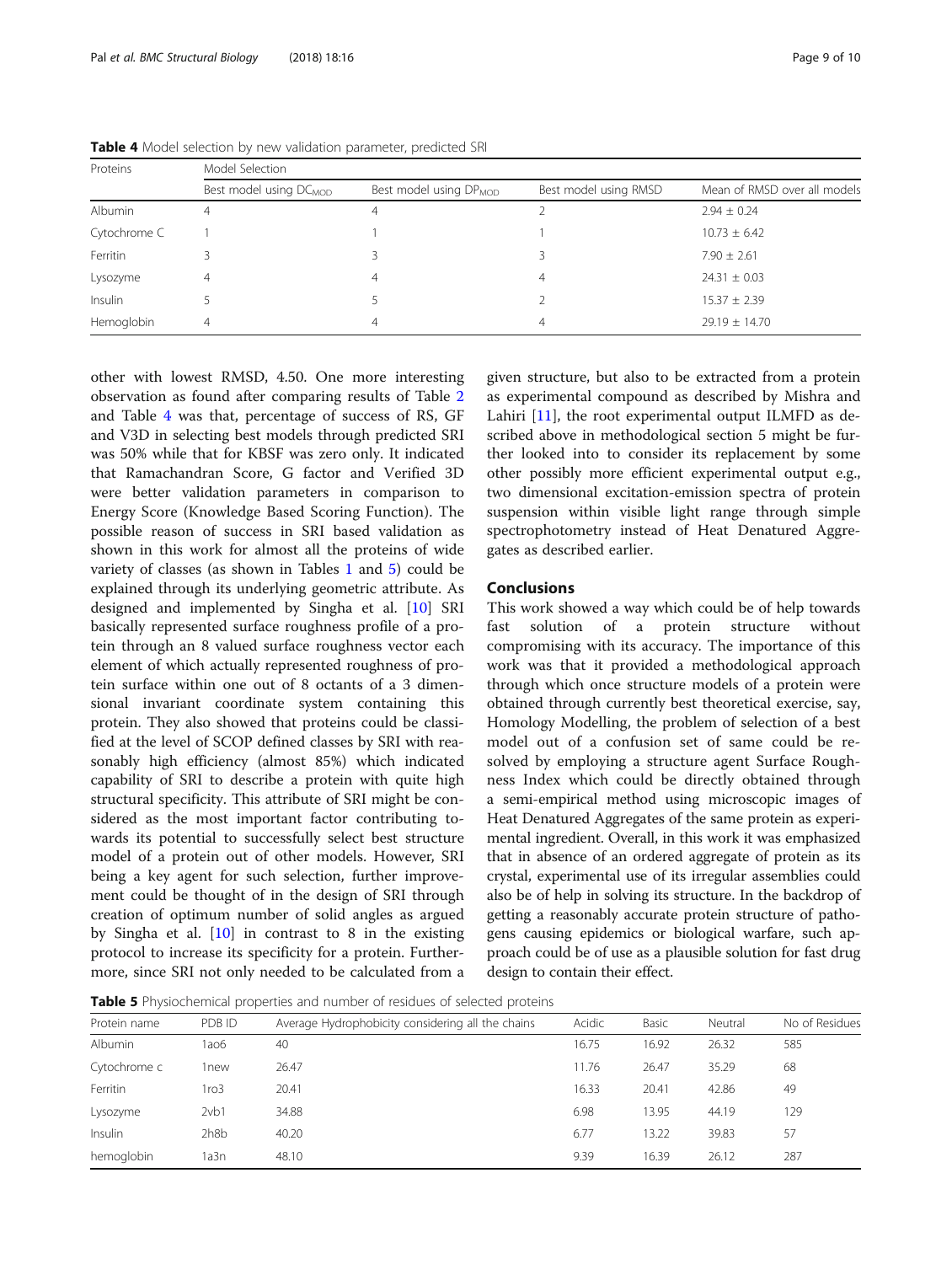**Table 4** Model selection by new validation parameter, predicted SRI

| Proteins | Model Selection | | | |
|---|---|---|---|---|
| | Best model using $DC_{MOD}$ | Best model using $DP_{MOD}$ | Best model using RMSD | Mean of RMSD over all models |
| Albumin | 4 | 4 | 2 | 2.94 ± 0.24 |
| Cytochrome C | 1 | 1 | 1 | 10.73 ± 6.42 |
| Ferritin | 3 | 3 | 3 | 7.90 ± 2.61 |
| Lysozyme | 4 | 4 | 4 | 24.31 ± 0.03 |
| Insulin | 5 | 5 | 2 | 15.37 ± 2.39 |
| Hemoglobin | 4 | 4 | 4 | 29.19 ± 14.70 |

other with lowest RMSD, 4.50. One more interesting observation as found after comparing results of Table 2 and Table 4 was that, percentage of success of RS, GF and V3D in selecting best models through predicted SRI was 50% while that for KBSF was zero only. It indicated that Ramachandran Score, G factor and Verified 3D were better validation parameters in comparison to Energy Score (Knowledge Based Scoring Function). The possible reason of success in SRI based validation as shown in this work for almost all the proteins of wide variety of classes (as shown in Tables 1 and 5) could be explained through its underlying geometric attribute. As designed and implemented by Singha et al. [10] SRI basically represented surface roughness profile of a protein through an 8 valued surface roughness vector each element of which actually represented roughness of protein surface within one out of 8 octants of a 3 dimensional invariant coordinate system containing this protein. They also showed that proteins could be classified at the level of SCOP defined classes by SRI with reasonably high efficiency (almost 85%) which indicated capability of SRI to describe a protein with quite high structural specificity. This attribute of SRI might be considered as the most important factor contributing towards its potential to successfully select best structure model of a protein out of other models. However, SRI being a key agent for such selection, further improvement could be thought of in the design of SRI through creation of optimum number of solid angles as argued by Singha et al. [10] in contrast to 8 in the existing protocol to increase its specificity for a protein. Furthermore, since SRI not only needed to be calculated from a given structure, but also to be extracted from a protein as experimental compound as described by Mishra and Lahiri [11], the root experimental output ILMFD as described above in methodological section 5 might be further looked into to consider its replacement by some other possibly more efficient experimental output e.g., two dimensional excitation-emission spectra of protein suspension within visible light range through simple spectrophotometry instead of Heat Denatured Aggregates as described earlier.

## Conclusions

This work showed a way which could be of help towards fast solution of a protein structure without compromising with its accuracy. The importance of this work was that it provided a methodological approach through which once structure models of a protein were obtained through currently best theoretical exercise, say, Homology Modelling, the problem of selection of a best model out of a confusion set of same could be resolved by employing a structure agent Surface Roughness Index which could be directly obtained through a semi-empirical method using microscopic images of Heat Denatured Aggregates of the same protein as experimental ingredient. Overall, in this work it was emphasized that in absence of an ordered aggregate of protein as its crystal, experimental use of its irregular assemblies could also be of help in solving its structure. In the backdrop of getting a reasonably accurate protein structure of pathogens causing epidemics or biological warfare, such approach could be of use as a plausible solution for fast drug design to contain their effect.

**Table 5** Physiochemical properties and number of residues of selected proteins

| Protein name | PDB ID | Average Hydrophobicity considering all the chains | Acidic | Basic | Neutral | No of Residues |
|---|---|---|---|---|---|---|
| Albumin | 1ao6 | 40 | 16.75 | 16.92 | 26.32 | 585 |
| Cytochrome c | 1new | 26.47 | 11.76 | 26.47 | 35.29 | 68 |
| Ferritin | 1ro3 | 20.41 | 16.33 | 20.41 | 42.86 | 49 |
| Lysozyme | 2vb1 | 34.88 | 6.98 | 13.95 | 44.19 | 129 |
| Insulin | 2h8b | 40.20 | 6.77 | 13.22 | 39.83 | 57 |
| hemoglobin | 1a3n | 48.10 | 9.39 | 16.39 | 26.12 | 287 |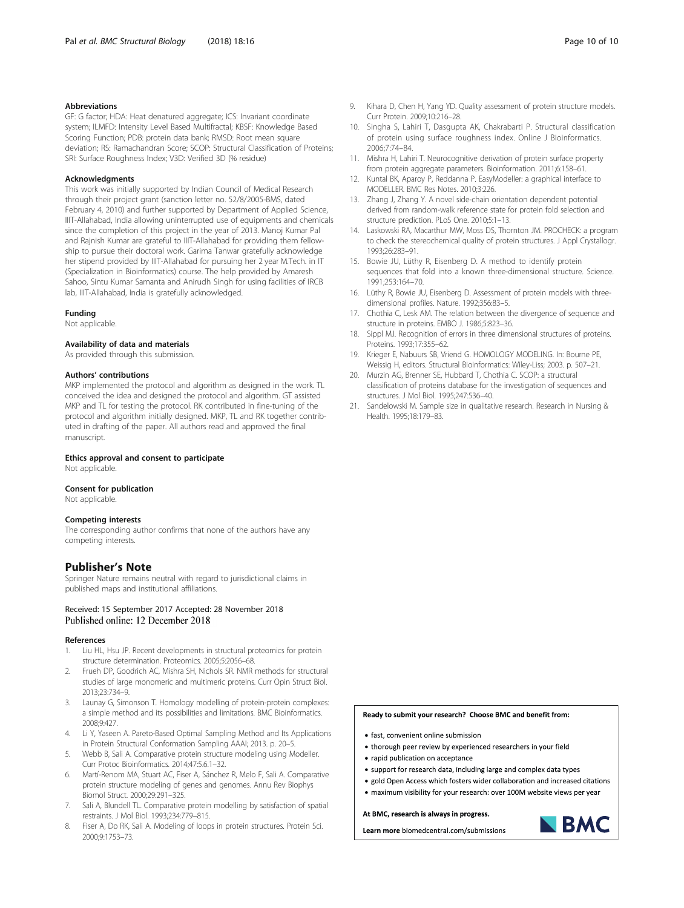#### Abbreviations

GF: G factor; HDA: Heat denatured aggregate; ICS: Invariant coordinate system; ILMFD: Intensity Level Based Multifractal; KBSF: Knowledge Based Scoring Function; PDB: protein data bank; RMSD: Root mean square deviation; RS: Ramachandran Score; SCOP: Structural Classification of Proteins; SRI: Surface Roughness Index; V3D: Verified 3D (% residue)

#### Acknowledgments

This work was initially supported by Indian Council of Medical Research through their project grant (sanction letter no. 52/8/2005-BMS, dated February 4, 2010) and further supported by Department of Applied Science, IIIT-Allahabad, India allowing uninterrupted use of equipments and chemicals since the completion of this project in the year of 2013. Manoj Kumar Pal and Rajnish Kumar are grateful to IIIT-Allahabad for providing them fellowship to pursue their doctoral work. Garima Tanwar gratefully acknowledge her stipend provided by IIIT-Allahabad for pursuing her 2 year M.Tech. in IT (Specialization in Bioinformatics) course. The help provided by Amaresh Sahoo, Sintu Kumar Samanta and Anirudh Singh for using facilities of IRCB lab, IIIT-Allahabad, India is gratefully acknowledged.

#### Funding

Not applicable.

#### Availability of data and materials

As provided through this submission.

#### Authors' contributions

MKP implemented the protocol and algorithm as designed in the work. TL conceived the idea and designed the protocol and algorithm. GT assisted MKP and TL for testing the protocol. RK contributed in fine-tuning of the protocol and algorithm initially designed. MKP, TL and RK together contributed in drafting of the paper. All authors read and approved the final manuscript.

#### Ethics approval and consent to participate

Not applicable.

#### Consent for publication

Not applicable.

#### Competing interests

The corresponding author confirms that none of the authors have any competing interests.

### Publisher's Note

Springer Nature remains neutral with regard to jurisdictional claims in published maps and institutional affiliations.

Received: 15 September 2017 Accepted: 28 November 2018
Published online: 12 December 2018

#### References

1. Liu HL, Hsu JP. Recent developments in structural proteomics for protein structure determination. Proteomics. 2005;5:2056–68.
2. Frueh DP, Goodrich AC, Mishra SH, Nichols SR. NMR methods for structural studies of large monomeric and multimeric proteins. Curr Opin Struct Biol. 2013;23:734–9.
3. Launay G, Simonson T. Homology modelling of protein-protein complexes: a simple method and its possibilities and limitations. BMC Bioinformatics. 2008;9:427.
4. Li Y, Yaseen A. Pareto-Based Optimal Sampling Method and Its Applications in Protein Structural Conformation Sampling AAAI; 2013. p. 20–5.
5. Webb B, Sali A. Comparative protein structure modeling using Modeller. Curr Protoc Bioinformatics. 2014;47:5.6.1–32.
6. Martí-Renom MA, Stuart AC, Fiser A, Sánchez R, Melo F, Sali A. Comparative protein structure modeling of genes and genomes. Annu Rev Biophys Biomol Struct. 2000;29:291–325.
7. Sali A, Blundell TL. Comparative protein modelling by satisfaction of spatial restraints. J Mol Biol. 1993;234:779–815.
8. Fiser A, Do RK, Sali A. Modeling of loops in protein structures. Protein Sci. 2000;9:1753–73.
9. Kihara D, Chen H, Yang YD. Quality assessment of protein structure models. Curr Protein. 2009;10:216–28.
10. Singha S, Lahiri T, Dasgupta AK, Chakrabarti P. Structural classification of protein using surface roughness index. Online J Bioinformatics. 2006;7:74–84.
11. Mishra H, Lahiri T. Neurocognitive derivation of protein surface property from protein aggregate parameters. Bioinformation. 2011;6:158–61.
12. Kuntal BK, Aparoy P, Reddanna P. EasyModeller: a graphical interface to MODELLER. BMC Res Notes. 2010;3:226.
13. Zhang J, Zhang Y. A novel side-chain orientation dependent potential derived from random-walk reference state for protein fold selection and structure prediction. PLoS One. 2010;5:1–13.
14. Laskowski RA, Macarthur MW, Moss DS, Thornton JM. PROCHECK: a program to check the stereochemical quality of protein structures. J Appl Crystallogr. 1993;26:283–91.
15. Bowie JU, Lüthy R, Eisenberg D. A method to identify protein sequences that fold into a known three-dimensional structure. Science. 1991;253:164–70.
16. Lüthy R, Bowie JU, Eisenberg D. Assessment of protein models with three-dimensional profiles. Nature. 1992;356:83–5.
17. Chothia C, Lesk AM. The relation between the divergence of sequence and structure in proteins. EMBO J. 1986;5:823–36.
18. Sippl MJ. Recognition of errors in three dimensional structures of proteins. Proteins. 1993;17:355–62.
19. Krieger E, Nabuurs SB, Vriend G. HOMOLOGY MODELING. In: Bourne PE, Weissig H, editors. Structural Bioinformatics: Wiley-Liss; 2003. p. 507–21.
20. Murzin AG, Brenner SE, Hubbard T, Chothia C. SCOP: a structural classification of proteins database for the investigation of sequences and structures. J Mol Biol. 1995;247:536–40.
21. Sandelowski M. Sample size in qualitative research. Research in Nursing & Health. 1995;18:179–83.

**Ready to submit your research? Choose BMC and benefit from:**

- fast, convenient online submission
- thorough peer review by experienced researchers in your field
- rapid publication on acceptance
- support for research data, including large and complex data types
- gold Open Access which fosters wider collaboration and increased citations
- maximum visibility for your research: over 100M website views per year

**At BMC, research is always in progress.**

**Learn more** biomedcentral.com/submissions

BMC